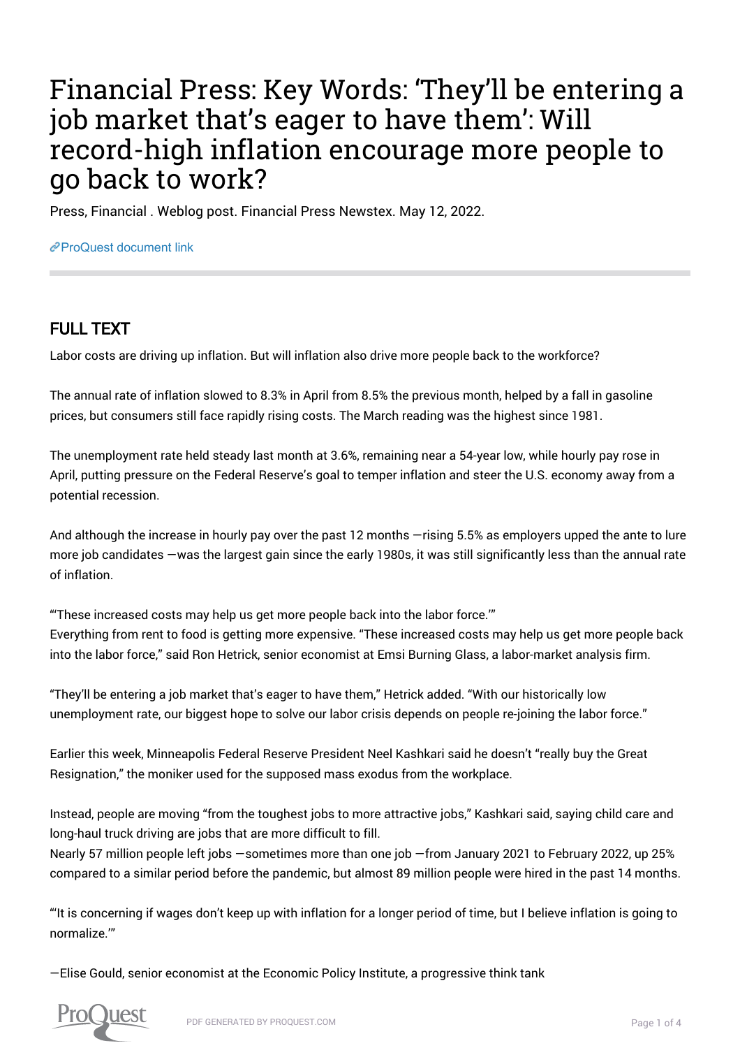# Financial Press: Key Words: 'They'll be entering a job market that's eager to have them': Will record-high inflation encourage more people to go back to work?

Press, Financial . Weblog post. Financial Press Newstex. May 12, 2022.

ProQuest document link

## FULL TEXT

Labor costs are driving up inflation. But will inflation also drive more people back to the workforce?

The annual rate of inflation slowed to 8.3% in April from 8.5% the previous month, helped by a fall in gasoline prices, but consumers still face rapidly rising costs. The March reading was the highest since 1981.

The unemployment rate held steady last month at 3.6%, remaining near a 54-year low, while hourly pay rose in April, putting pressure on the Federal Reserve's goal to temper inflation and steer the U.S. economy away from a potential recession.

And although the increase in hourly pay over the past 12 months —rising 5.5% as employers upped the ante to lure more job candidates —was the largest gain since the early 1980s, it was still significantly less than the annual rate of inflation.

"'These increased costs may help us get more people back into the labor force.'"

Everything from rent to food is getting more expensive. "These increased costs may help us get more people back into the labor force," said Ron Hetrick, senior economist at Emsi Burning Glass, a labor-market analysis firm.

"They'll be entering a job market that's eager to have them," Hetrick added. "With our historically low unemployment rate, our biggest hope to solve our labor crisis depends on people re-joining the labor force."

Earlier this week, Minneapolis Federal Reserve President Neel Kashkari said he doesn't "really buy the Great Resignation," the moniker used for the supposed mass exodus from the workplace.

Instead, people are moving "from the toughest jobs to more attractive jobs," Kashkari said, saying child care and long-haul truck driving are jobs that are more difficult to fill.

Nearly 57 million people left jobs —sometimes more than one job —from January 2021 to February 2022, up 25% compared to a similar period before the pandemic, but almost 89 million people were hired in the past 14 months.

"'It is concerning if wages don't keep up with inflation for a longer period of time, but I believe inflation is going to normalize.'"

—Elise Gould, senior economist at the Economic Policy Institute, a progressive think tank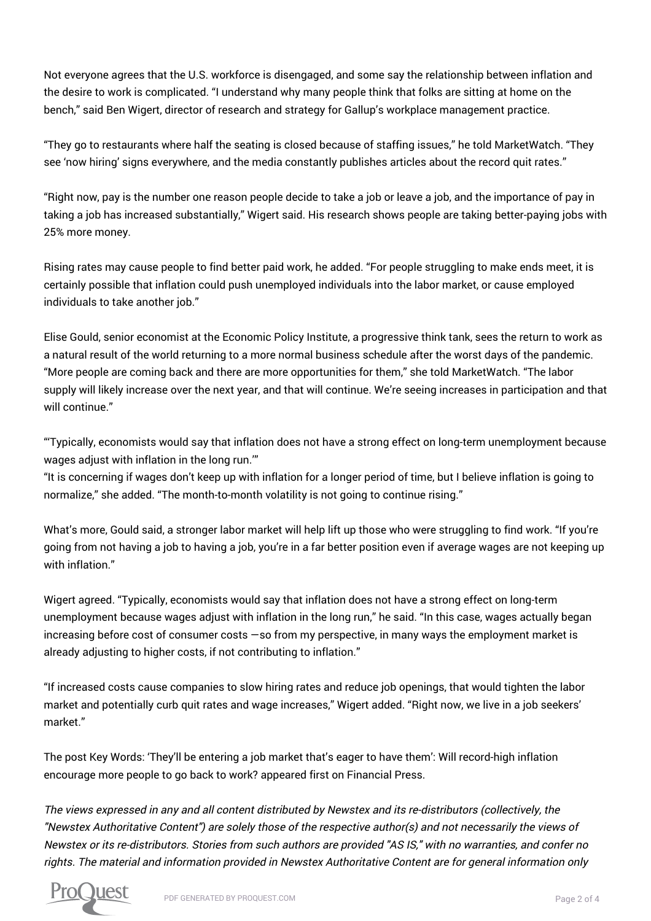Not everyone agrees that the U.S. workforce is disengaged, and some say the relationship between inflation and the desire to work is complicated. "I understand why many people think that folks are sitting at home on the bench," said Ben Wigert, director of research and strategy for Gallup's workplace management practice.

"They go to restaurants where half the seating is closed because of staffing issues," he told MarketWatch. "They see 'now hiring' signs everywhere, and the media constantly publishes articles about the record quit rates."

"Right now, pay is the number one reason people decide to take a job or leave a job, and the importance of pay in taking a job has increased substantially," Wigert said. His research shows people are taking better-paying jobs with 25% more money.

Rising rates may cause people to find better paid work, he added. "For people struggling to make ends meet, it is certainly possible that inflation could push unemployed individuals into the labor market, or cause employed individuals to take another job."

Elise Gould, senior economist at the Economic Policy Institute, a progressive think tank, sees the return to work as a natural result of the world returning to a more normal business schedule after the worst days of the pandemic. "More people are coming back and there are more opportunities for them," she told MarketWatch. "The labor supply will likely increase over the next year, and that will continue. We're seeing increases in participation and that will continue."

"'Typically, economists would say that inflation does not have a strong effect on long-term unemployment because wages adjust with inflation in the long run.'"
"It is concerning if wages don't keep up with inflation for a longer period of time, but I believe inflation is going to normalize," she added. "The month-to-month volatility is not going to continue rising."

What's more, Gould said, a stronger labor market will help lift up those who were struggling to find work. "If you're going from not having a job to having a job, you're in a far better position even if average wages are not keeping up with inflation."

Wigert agreed. "Typically, economists would say that inflation does not have a strong effect on long-term unemployment because wages adjust with inflation in the long run," he said. "In this case, wages actually began increasing before cost of consumer costs —so from my perspective, in many ways the employment market is already adjusting to higher costs, if not contributing to inflation."

"If increased costs cause companies to slow hiring rates and reduce job openings, that would tighten the labor market and potentially curb quit rates and wage increases," Wigert added. "Right now, we live in a job seekers' market."

The post Key Words: 'They'll be entering a job market that's eager to have them': Will record-high inflation encourage more people to go back to work? appeared first on Financial Press.

*The views expressed in any and all content distributed by Newstex and its re-distributors (collectively, the "Newstex Authoritative Content") are solely those of the respective author(s) and not necessarily the views of Newstex or its re-distributors. Stories from such authors are provided "AS IS," with no warranties, and confer no rights. The material and information provided in Newstex Authoritative Content are for general information only*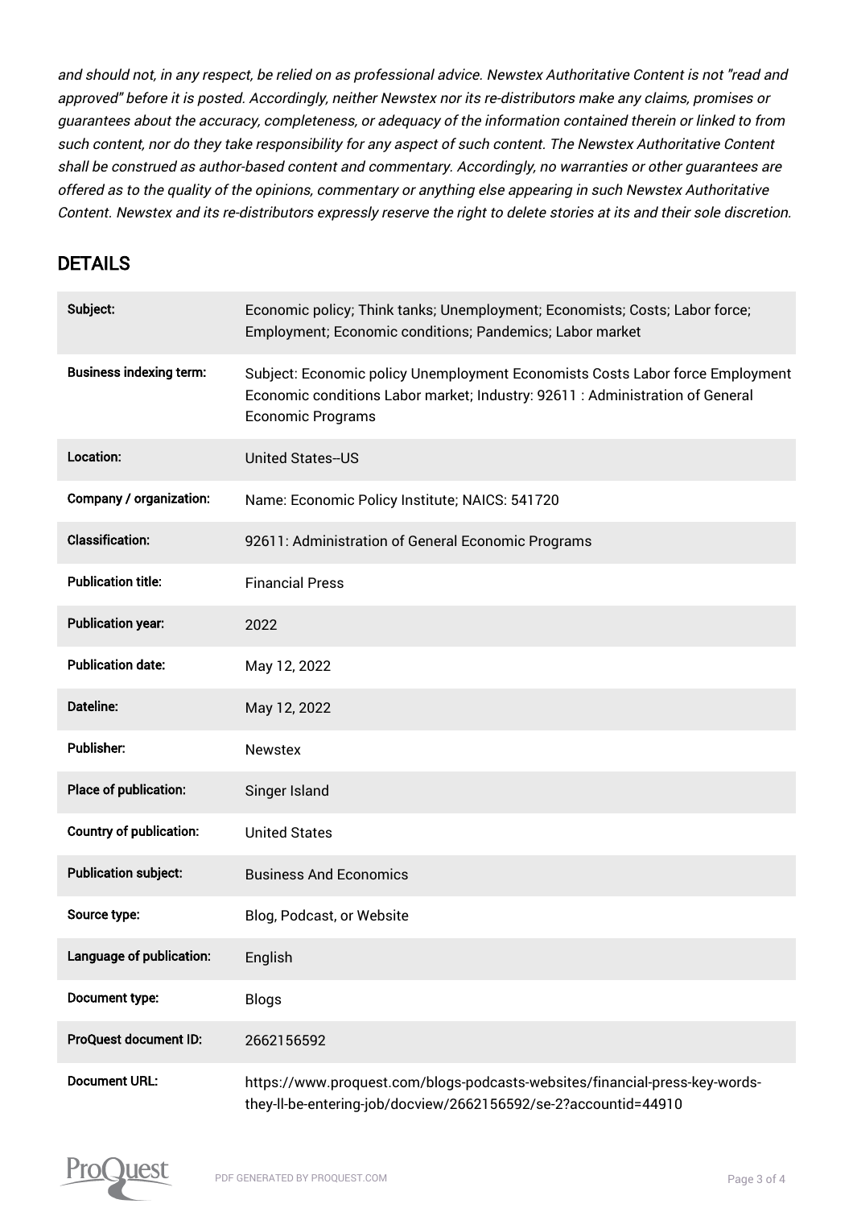*and should not, in any respect, be relied on as professional advice. Newstex Authoritative Content is not "read and approved" before it is posted. Accordingly, neither Newstex nor its re-distributors make any claims, promises or guarantees about the accuracy, completeness, or adequacy of the information contained therein or linked to from such content, nor do they take responsibility for any aspect of such content. The Newstex Authoritative Content shall be construed as author-based content and commentary. Accordingly, no warranties or other guarantees are offered as to the quality of the opinions, commentary or anything else appearing in such Newstex Authoritative Content. Newstex and its re-distributors expressly reserve the right to delete stories at its and their sole discretion.*

## DETAILS

| | |
|---|---|
| **Subject:** | Economic policy; Think tanks; Unemployment; Economists; Costs; Labor force; Employment; Economic conditions; Pandemics; Labor market |
| **Business indexing term:** | Subject: Economic policy Unemployment Economists Costs Labor force Employment Economic conditions Labor market; Industry: 92611 : Administration of General Economic Programs |
| **Location:** | United States--US |
| **Company / organization:** | Name: Economic Policy Institute; NAICS: 541720 |
| **Classification:** | 92611: Administration of General Economic Programs |
| **Publication title:** | Financial Press |
| **Publication year:** | 2022 |
| **Publication date:** | May 12, 2022 |
| **Dateline:** | May 12, 2022 |
| **Publisher:** | Newstex |
| **Place of publication:** | Singer Island |
| **Country of publication:** | United States |
| **Publication subject:** | Business And Economics |
| **Source type:** | Blog, Podcast, or Website |
| **Language of publication:** | English |
| **Document type:** | Blogs |
| **ProQuest document ID:** | 2662156592 |
| **Document URL:** | https://www.proquest.com/blogs-podcasts-websites/financial-press-key-words-they-ll-be-entering-job/docview/2662156592/se-2?accountid=44910 |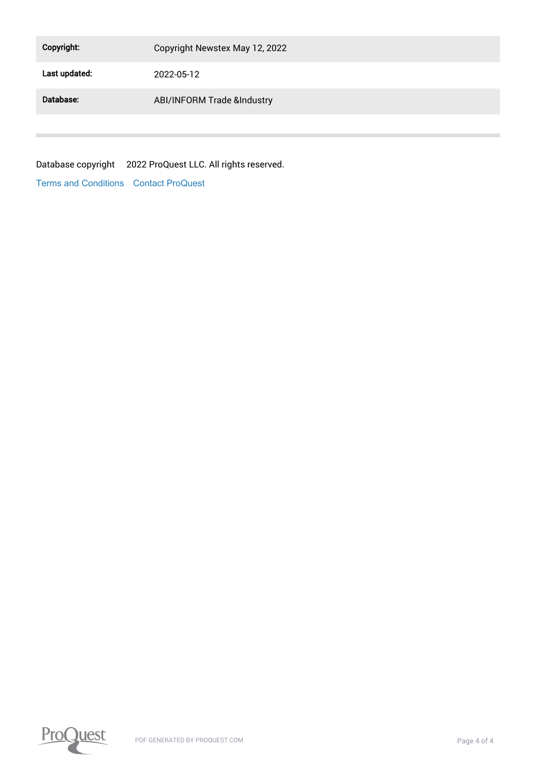| | |
|---|---|
| **Copyright:** | Copyright Newstex May 12, 2022 |
| **Last updated:** | 2022-05-12 |
| **Database:** | ABI/INFORM Trade &Industry |

Database copyright 2022 ProQuest LLC. All rights reserved.

Terms and Conditions   Contact ProQuest